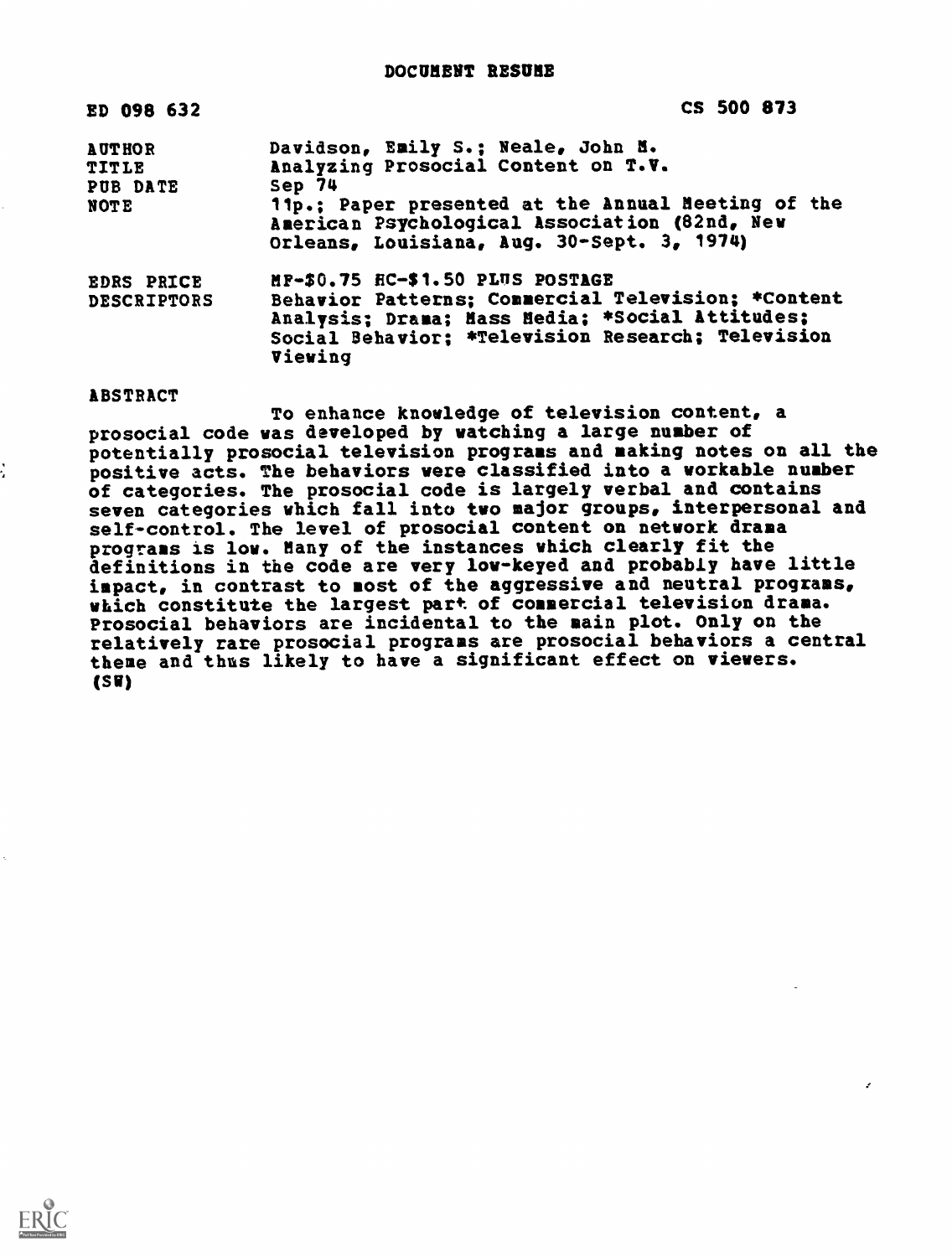# DOCUMENT RESUME

| | |
|---|---|
| ED 098 632 | CS 500 873 |
| AUTHOR | Davidson, Emily S.; Neale, John M. |
| TITLE | Analyzing Prosocial Content on T.V. |
| PUB DATE | Sep 74 |
| NOTE | 11p.; Paper presented at the Annual Meeting of the American Psychological Association (82nd, New Orleans, Louisiana, Aug. 30-Sept. 3, 1974) |
| EDRS PRICE | MF-$0.75 HC-$1.50 PLUS POSTAGE |
| DESCRIPTORS | Behavior Patterns; Commercial Television; *Content Analysis; Drama; Mass Media; *Social Attitudes; Social Behavior; *Television Research; Television Viewing |

## ABSTRACT

To enhance knowledge of television content, a prosocial code was developed by watching a large number of potentially prosocial television programs and making notes on all the positive acts. The behaviors were classified into a workable number of categories. The prosocial code is largely verbal and contains seven categories which fall into two major groups, interpersonal and self-control. The level of prosocial content on network drama programs is low. Many of the instances which clearly fit the definitions in the code are very low-keyed and probably have little impact, in contrast to most of the aggressive and neutral programs, which constitute the largest part of commercial television drama. Prosocial behaviors are incidental to the main plot. Only on the relatively rare prosocial programs are prosocial behaviors a central theme and thus likely to have a significant effect on viewers. (SW)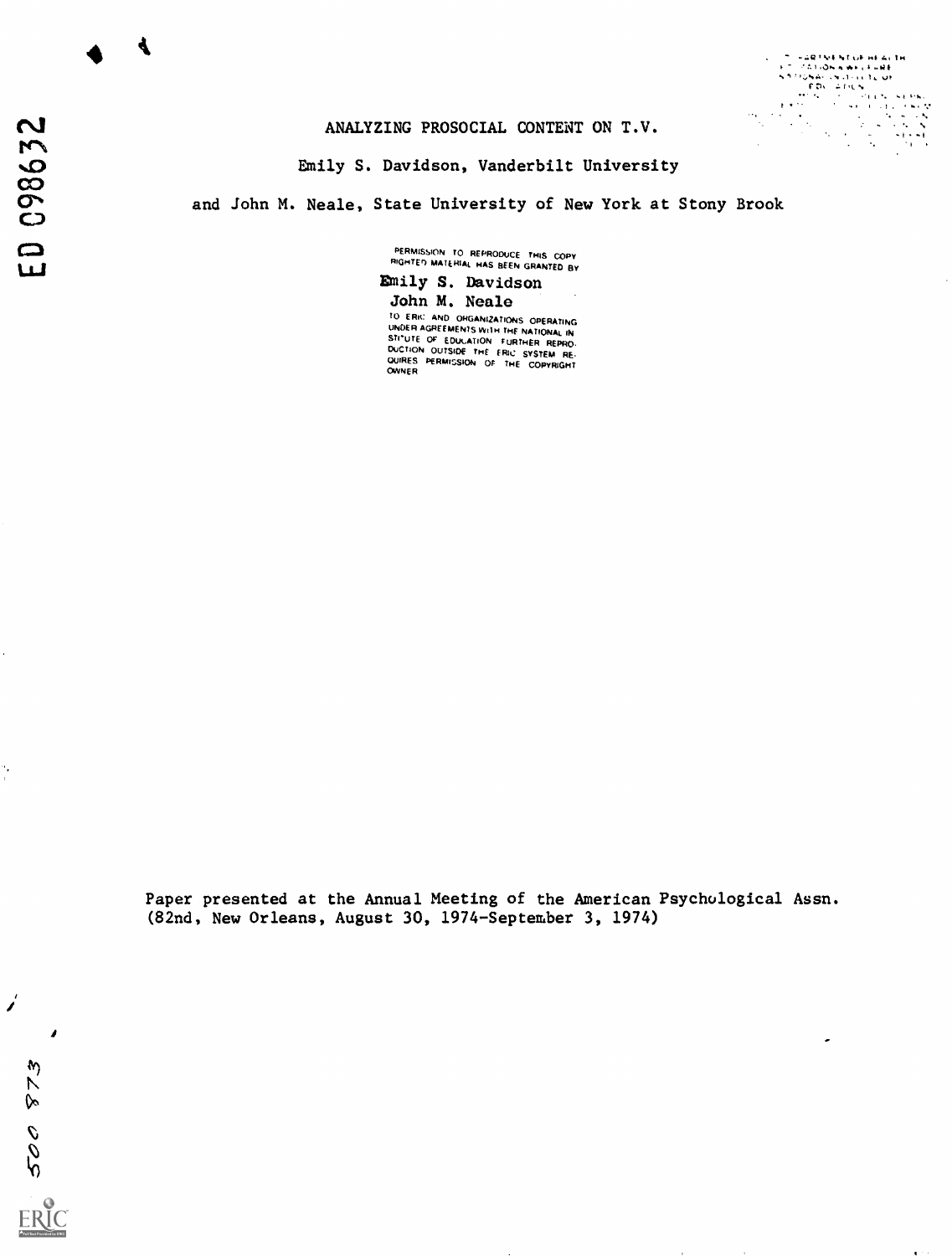# ANALYZING PROSOCIAL CONTENT ON T.V.

Emily S. Davidson, Vanderbilt University

and John M. Neale, State University of New York at Stony Brook

PERMISSION TO REPRODUCE THIS COPYRIGHTED MATERIAL HAS BEEN GRANTED BY

Emily S. Davidson
John M. Neale

TO ERIC AND ORGANIZATIONS OPERATING UNDER AGREEMENTS WITH THE NATIONAL INSTITUTE OF EDUCATION FURTHER REPRODUCTION OUTSIDE THE ERIC SYSTEM REQUIRES PERMISSION OF THE COPYRIGHT OWNER

Paper presented at the Annual Meeting of the American Psychological Assn. (82nd, New Orleans, August 30, 1974-September 3, 1974)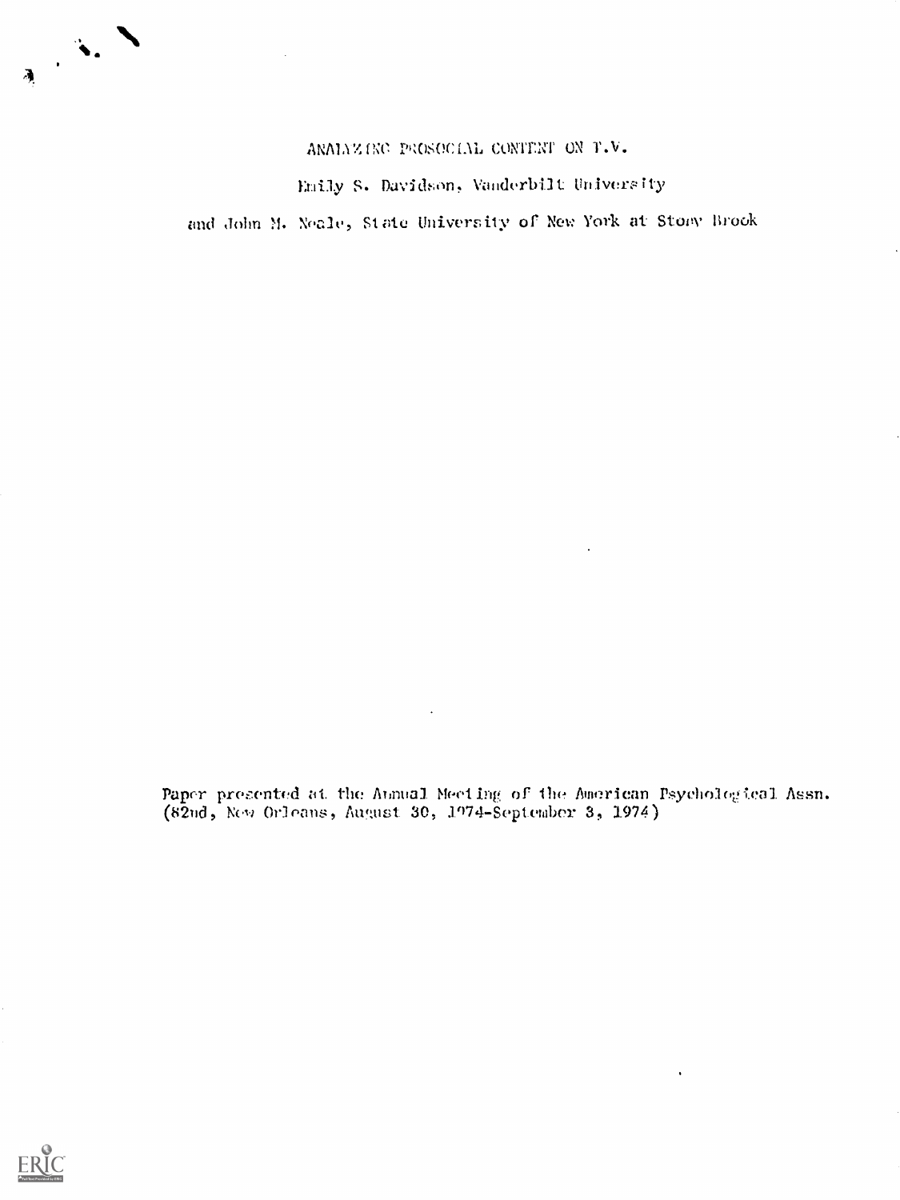# ANALYZING PROSOCIAL CONTENT ON T.V.

Emily S. Davidson, Vanderbilt University

and John M. Neale, State University of New York at Stony Brook

Paper presented at the Annual Meeting of the American Psychological Assn. (82nd, New Orleans, August 30, 1974-September 3, 1974)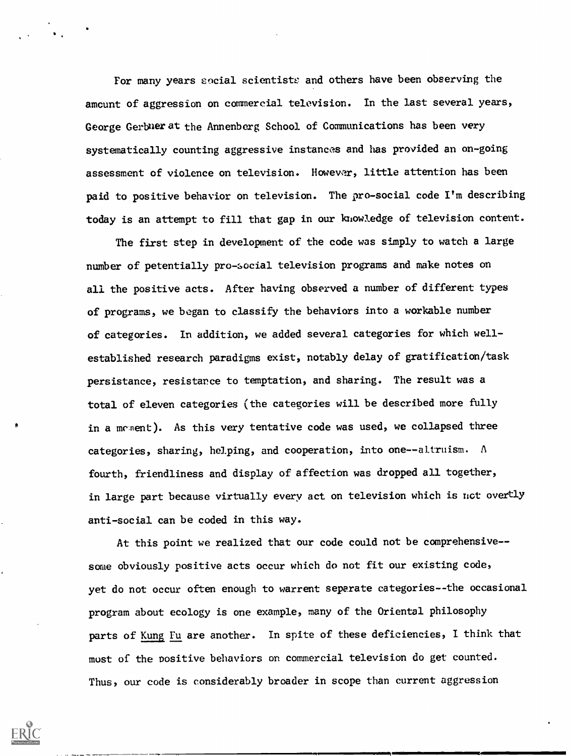For many years social scientists and others have been observing the amount of aggression on commercial television. In the last several years, George Gerbner at the Annenberg School of Communications has been very systematically counting aggressive instances and has provided an on-going assessment of violence on television. However, little attention has been paid to positive behavior on television. The pro-social code I'm describing today is an attempt to fill that gap in our knowledge of television content.

The first step in development of the code was simply to watch a large number of potentially pro-social television programs and make notes on all the positive acts. After having observed a number of different types of programs, we began to classify the behaviors into a workable number of categories. In addition, we added several categories for which well-established research paradigms exist, notably delay of gratification/task persistance, resistance to temptation, and sharing. The result was a total of eleven categories (the categories will be described more fully in a moment). As this very tentative code was used, we collapsed three categories, sharing, helping, and cooperation, into one--altruism. A fourth, friendliness and display of affection was dropped all together, in large part because virtually every act on television which is not overtly anti-social can be coded in this way.

At this point we realized that our code could not be comprehensive--some obviously positive acts occur which do not fit our existing code, yet do not occur often enough to warrent separate categories--the occasional program about ecology is one example, many of the Oriental philosophy parts of Kung Fu are another. In spite of these deficiencies, I think that most of the positive behaviors on commercial television do get counted. Thus, our code is considerably broader in scope than current aggression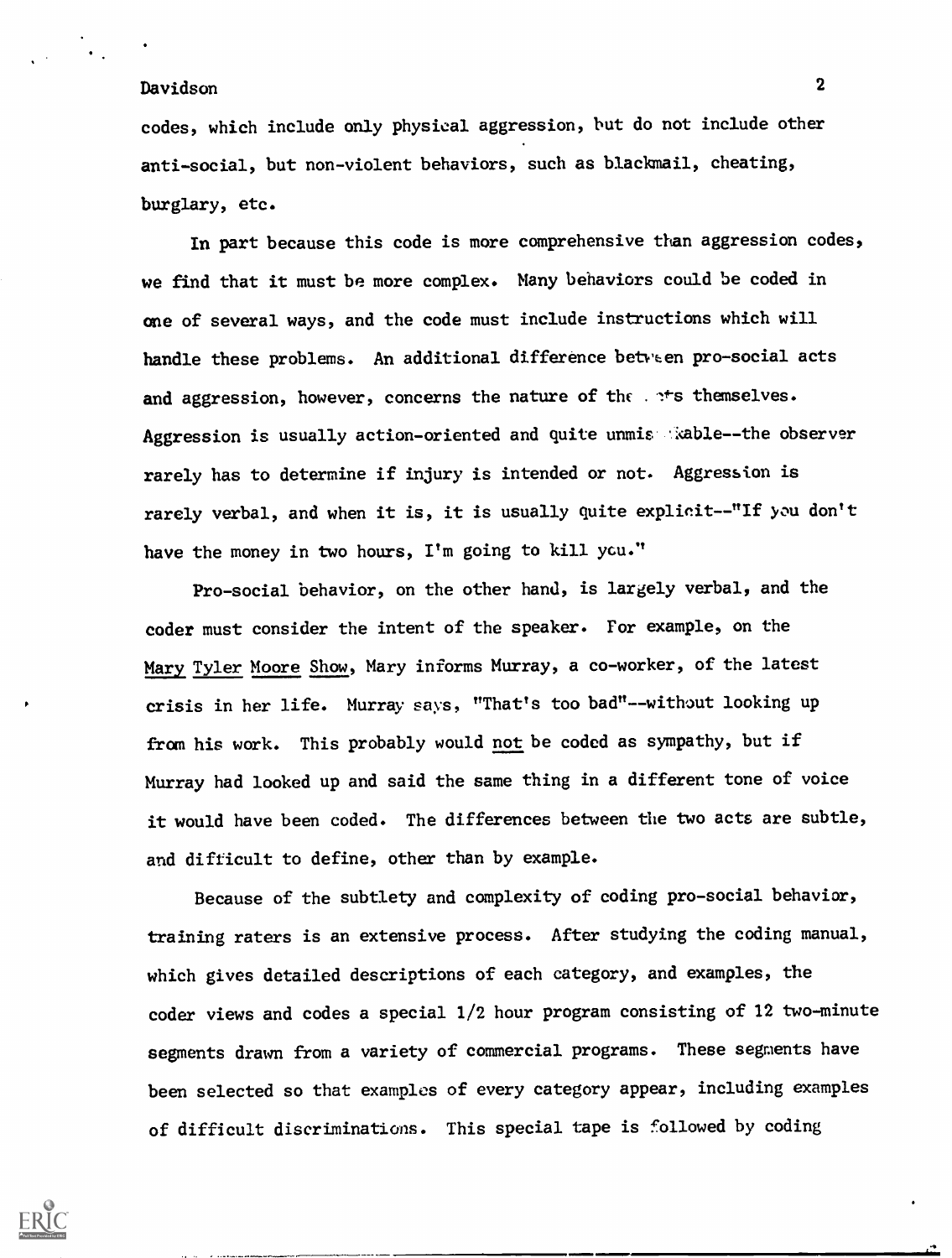codes, which include only physical aggression, but do not include other anti-social, but non-violent behaviors, such as blackmail, cheating, burglary, etc.

In part because this code is more comprehensive than aggression codes, we find that it must be more complex. Many behaviors could be coded in one of several ways, and the code must include instructions which will handle these problems. An additional difference between pro-social acts and aggression, however, concerns the nature of the acts themselves. Aggression is usually action-oriented and quite unmistakable--the observer rarely has to determine if injury is intended or not. Aggression is rarely verbal, and when it is, it is usually quite explicit--"If you don't have the money in two hours, I'm going to kill you."

Pro-social behavior, on the other hand, is largely verbal, and the coder must consider the intent of the speaker. For example, on the Mary Tyler Moore Show, Mary informs Murray, a co-worker, of the latest crisis in her life. Murray says, "That's too bad"--without looking up from his work. This probably would not be coded as sympathy, but if Murray had looked up and said the same thing in a different tone of voice it would have been coded. The differences between the two acts are subtle, and difficult to define, other than by example.

Because of the subtlety and complexity of coding pro-social behavior, training raters is an extensive process. After studying the coding manual, which gives detailed descriptions of each category, and examples, the coder views and codes a special 1/2 hour program consisting of 12 two-minute segments drawn from a variety of commercial programs. These segments have been selected so that examples of every category appear, including examples of difficult discriminations. This special tape is followed by coding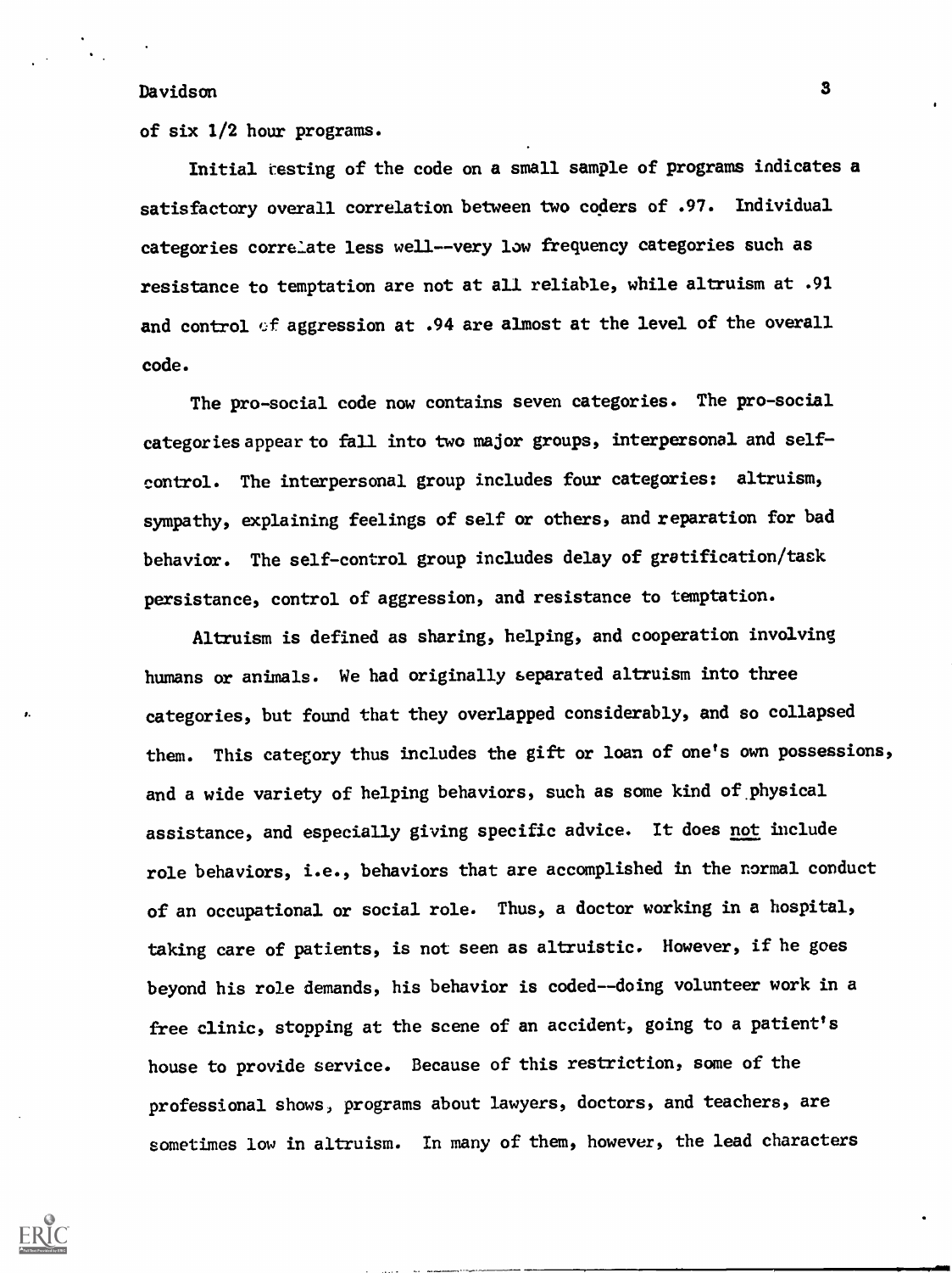of six 1/2 hour programs.

Initial testing of the code on a small sample of programs indicates a satisfactory overall correlation between two coders of .97. Individual categories correlate less well--very low frequency categories such as resistance to temptation are not at all reliable, while altruism at .91 and control of aggression at .94 are almost at the level of the overall code.

The pro-social code now contains seven categories. The pro-social categories appear to fall into two major groups, interpersonal and self-control. The interpersonal group includes four categories: altruism, sympathy, explaining feelings of self or others, and reparation for bad behavior. The self-control group includes delay of gratification/task persistance, control of aggression, and resistance to temptation.

Altruism is defined as sharing, helping, and cooperation involving humans or animals. We had originally separated altruism into three categories, but found that they overlapped considerably, and so collapsed them. This category thus includes the gift or loan of one's own possessions, and a wide variety of helping behaviors, such as some kind of physical assistance, and especially giving specific advice. It does not include role behaviors, i.e., behaviors that are accomplished in the normal conduct of an occupational or social role. Thus, a doctor working in a hospital, taking care of patients, is not seen as altruistic. However, if he goes beyond his role demands, his behavior is coded--doing volunteer work in a free clinic, stopping at the scene of an accident, going to a patient's house to provide service. Because of this restriction, some of the professional shows, programs about lawyers, doctors, and teachers, are sometimes low in altruism. In many of them, however, the lead characters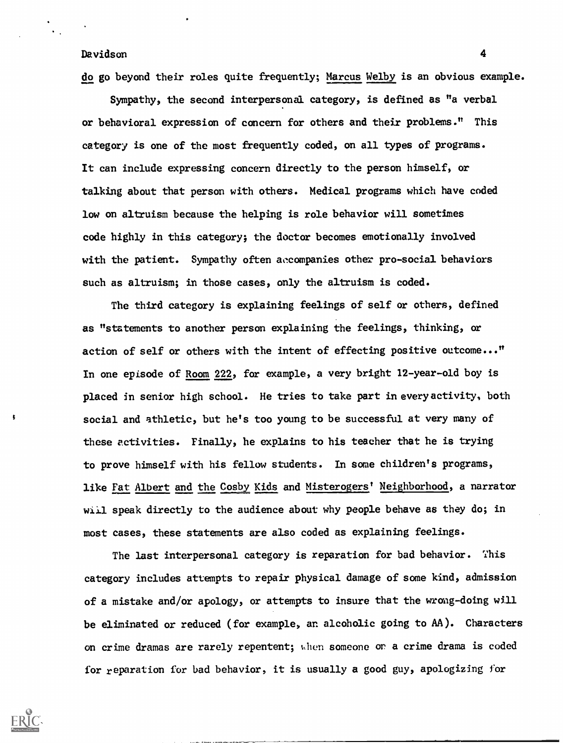do go beyond their roles quite frequently; Marcus Welby is an obvious example.

Sympathy, the second interpersonal category, is defined as "a verbal or behavioral expression of concern for others and their problems." This category is one of the most frequently coded, on all types of programs. It can include expressing concern directly to the person himself, or talking about that person with others. Medical programs which have coded low on altruism because the helping is role behavior will sometimes code highly in this category; the doctor becomes emotionally involved with the patient. Sympathy often accompanies other pro-social behaviors such as altruism; in those cases, only the altruism is coded.

The third category is explaining feelings of self or others, defined as "statements to another person explaining the feelings, thinking, or action of self or others with the intent of effecting positive outcome..." In one episode of Room 222, for example, a very bright 12-year-old boy is placed in senior high school. He tries to take part in every activity, both social and athletic, but he's too young to be successful at very many of these activities. Finally, he explains to his teacher that he is trying to prove himself with his fellow students. In some children's programs, like Fat Albert and the Cosby Kids and Misterogers' Neighborhood, a narrator will speak directly to the audience about why people behave as they do; in most cases, these statements are also coded as explaining feelings.

The last interpersonal category is reparation for bad behavior. This category includes attempts to repair physical damage of some kind, admission of a mistake and/or apology, or attempts to insure that the wrong-doing will be eliminated or reduced (for example, an alcoholic going to AA). Characters on crime dramas are rarely repentent; when someone on a crime drama is coded for reparation for bad behavior, it is usually a good guy, apologizing for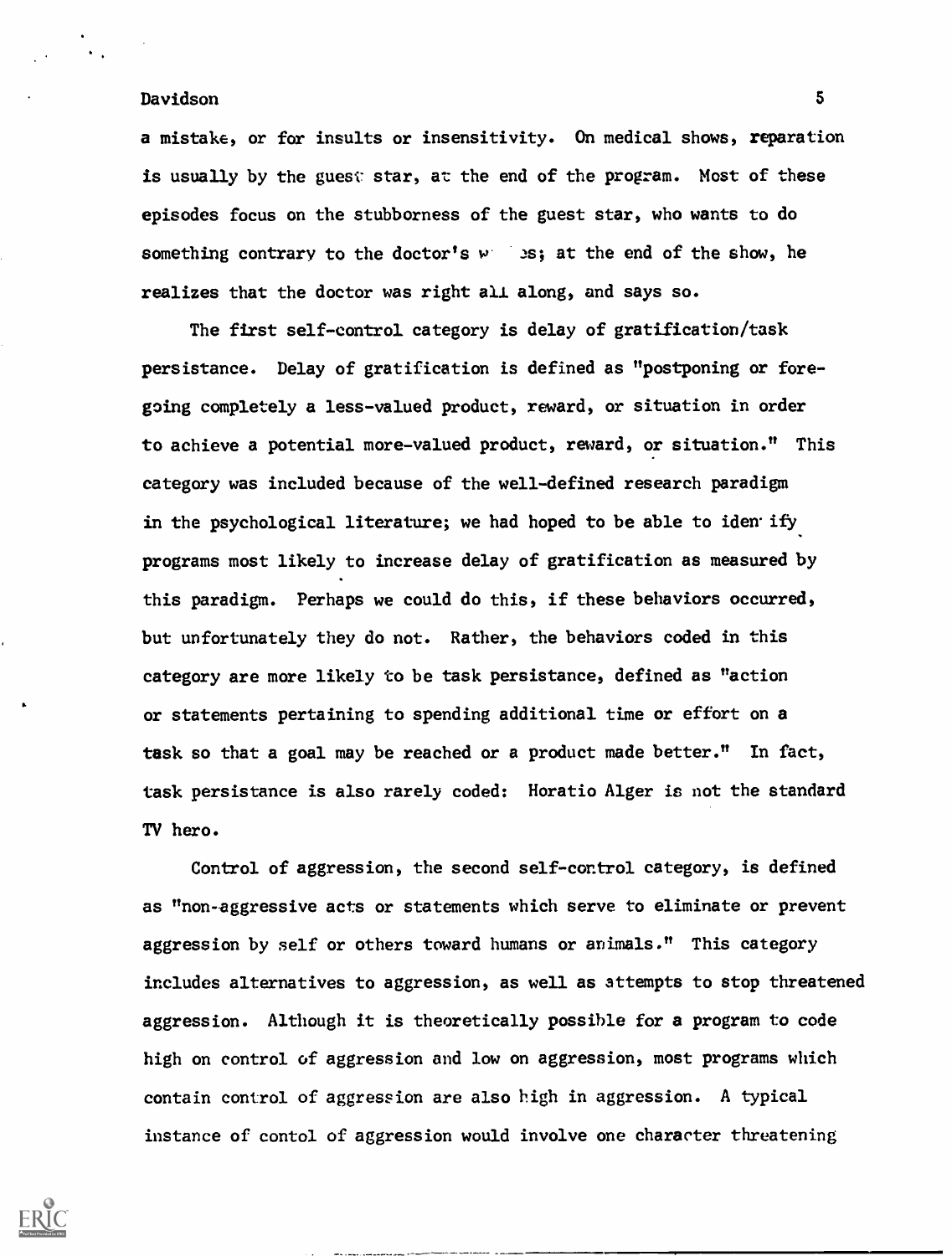a mistake, or for insults or insensitivity. On medical shows, reparation is usually by the guest star, at the end of the program. Most of these episodes focus on the stubborness of the guest star, who wants to do something contrary to the doctor's w  es; at the end of the show, he realizes that the doctor was right all along, and says so.

The first self-control category is delay of gratification/task persistance. Delay of gratification is defined as "postponing or fore-going completely a less-valued product, reward, or situation in order to achieve a potential more-valued product, reward, or situation." This category was included because of the well-defined research paradigm in the psychological literature; we had hoped to be able to iden ify programs most likely to increase delay of gratification as measured by this paradigm. Perhaps we could do this, if these behaviors occurred, but unfortunately they do not. Rather, the behaviors coded in this category are more likely to be task persistance, defined as "action or statements pertaining to spending additional time or effort on a task so that a goal may be reached or a product made better." In fact, task persistance is also rarely coded: Horatio Alger is not the standard TV hero.

Control of aggression, the second self-control category, is defined as "non-aggressive acts or statements which serve to eliminate or prevent aggression by self or others toward humans or animals." This category includes alternatives to aggression, as well as attempts to stop threatened aggression. Although it is theoretically possible for a program to code high on control of aggression and low on aggression, most programs which contain control of aggression are also high in aggression. A typical instance of contol of aggression would involve one character threatening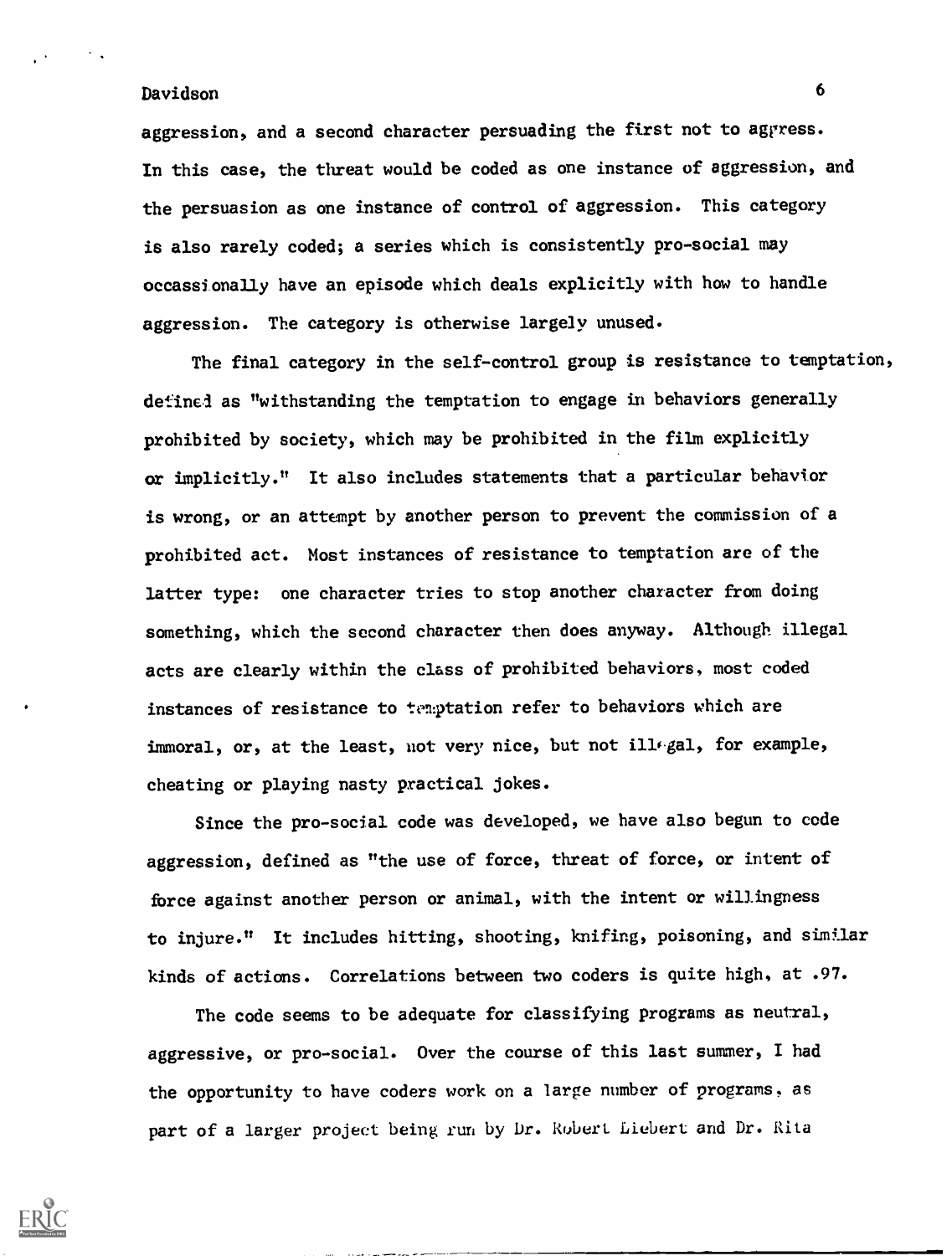aggression, and a second character persuading the first not to aggress. In this case, the threat would be coded as one instance of aggression, and the persuasion as one instance of control of aggression. This category is also rarely coded; a series which is consistently pro-social may occassionally have an episode which deals explicitly with how to handle aggression. The category is otherwise largely unused.

The final category in the self-control group is resistance to temptation, defined as "withstanding the temptation to engage in behaviors generally prohibited by society, which may be prohibited in the film explicitly or implicitly." It also includes statements that a particular behavior is wrong, or an attempt by another person to prevent the commission of a prohibited act. Most instances of resistance to temptation are of the latter type: one character tries to stop another character from doing something, which the second character then does anyway. Although illegal acts are clearly within the class of prohibited behaviors, most coded instances of resistance to temptation refer to behaviors which are immoral, or, at the least, not very nice, but not illegal, for example, cheating or playing nasty practical jokes.

Since the pro-social code was developed, we have also begun to code aggression, defined as "the use of force, threat of force, or intent of force against another person or animal, with the intent or willingness to injure." It includes hitting, shooting, knifing, poisoning, and similar kinds of actions. Correlations between two coders is quite high, at .97.

The code seems to be adequate for classifying programs as neutral, aggressive, or pro-social. Over the course of this last summer, I had the opportunity to have coders work on a large number of programs, as part of a larger project being run by Dr. Robert Liebert and Dr. Rita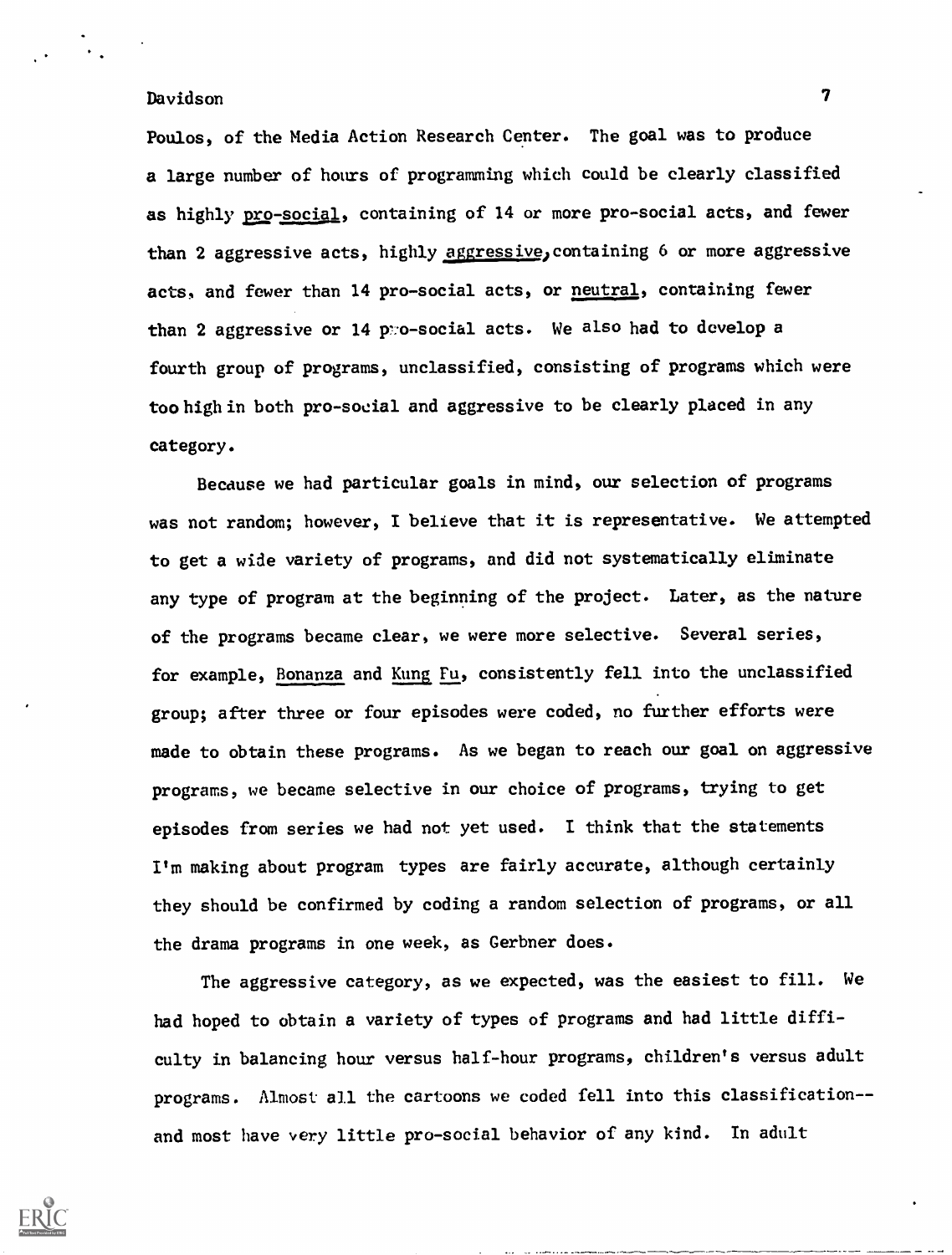Poulos, of the Media Action Research Center. The goal was to produce a large number of hours of programming which could be clearly classified as highly pro-social, containing of 14 or more pro-social acts, and fewer than 2 aggressive acts, highly aggressive, containing 6 or more aggressive acts, and fewer than 14 pro-social acts, or neutral, containing fewer than 2 aggressive or 14 pro-social acts. We also had to develop a fourth group of programs, unclassified, consisting of programs which were too high in both pro-social and aggressive to be clearly placed in any category.

Because we had particular goals in mind, our selection of programs was not random; however, I believe that it is representative. We attempted to get a wide variety of programs, and did not systematically eliminate any type of program at the beginning of the project. Later, as the nature of the programs became clear, we were more selective. Several series, for example, Bonanza and Kung Fu, consistently fell into the unclassified group; after three or four episodes were coded, no further efforts were made to obtain these programs. As we began to reach our goal on aggressive programs, we became selective in our choice of programs, trying to get episodes from series we had not yet used. I think that the statements I'm making about program types are fairly accurate, although certainly they should be confirmed by coding a random selection of programs, or all the drama programs in one week, as Gerbner does.

The aggressive category, as we expected, was the easiest to fill. We had hoped to obtain a variety of types of programs and had little difficulty in balancing hour versus half-hour programs, children's versus adult programs. Almost all the cartoons we coded fell into this classification--and most have very little pro-social behavior of any kind. In adult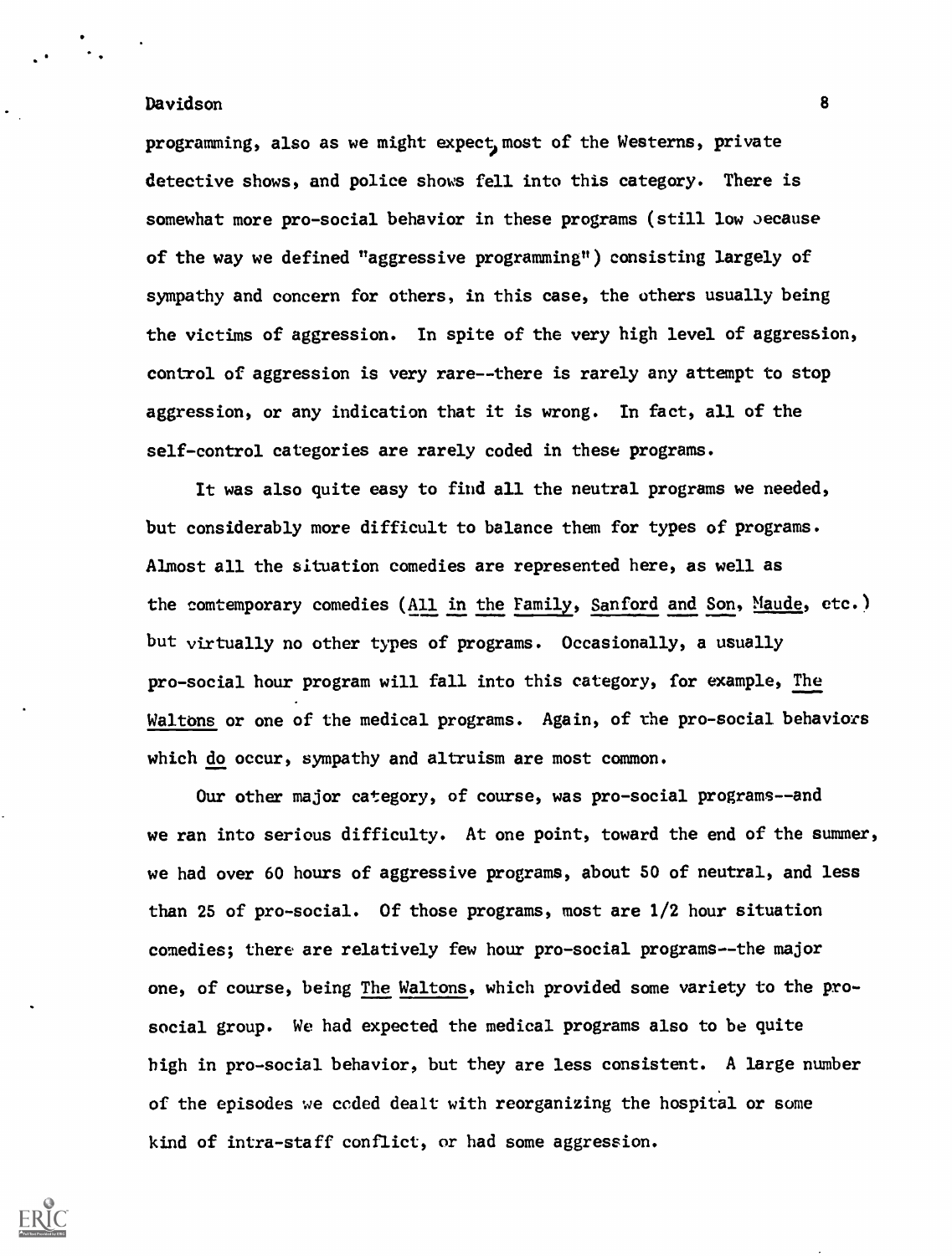programming, also as we might expect, most of the Westerns, private detective shows, and police shows fell into this category. There is somewhat more pro-social behavior in these programs (still low because of the way we defined "aggressive programming") consisting largely of sympathy and concern for others, in this case, the others usually being the victims of aggression. In spite of the very high level of aggression, control of aggression is very rare--there is rarely any attempt to stop aggression, or any indication that it is wrong. In fact, all of the self-control categories are rarely coded in these programs.

It was also quite easy to find all the neutral programs we needed, but considerably more difficult to balance them for types of programs. Almost all the situation comedies are represented here, as well as the comtemporary comedies (<u>All in the Family</u>, <u>Sanford and Son</u>, <u>Maude</u>, etc.) but virtually no other types of programs. Occasionally, a usually pro-social hour program will fall into this category, for example, <u>The Waltons</u> or one of the medical programs. Again, of the pro-social behaviors which <u>do</u> occur, sympathy and altruism are most common.

Our other major category, of course, was pro-social programs--and we ran into serious difficulty. At one point, toward the end of the summer, we had over 60 hours of aggressive programs, about 50 of neutral, and less than 25 of pro-social. Of those programs, most are 1/2 hour situation comedies; there are relatively few hour pro-social programs--the major one, of course, being <u>The Waltons</u>, which provided some variety to the pro-social group. We had expected the medical programs also to be quite high in pro-social behavior, but they are less consistent. A large number of the episodes we coded dealt with reorganizing the hospital or some kind of intra-staff conflict, or had some aggression.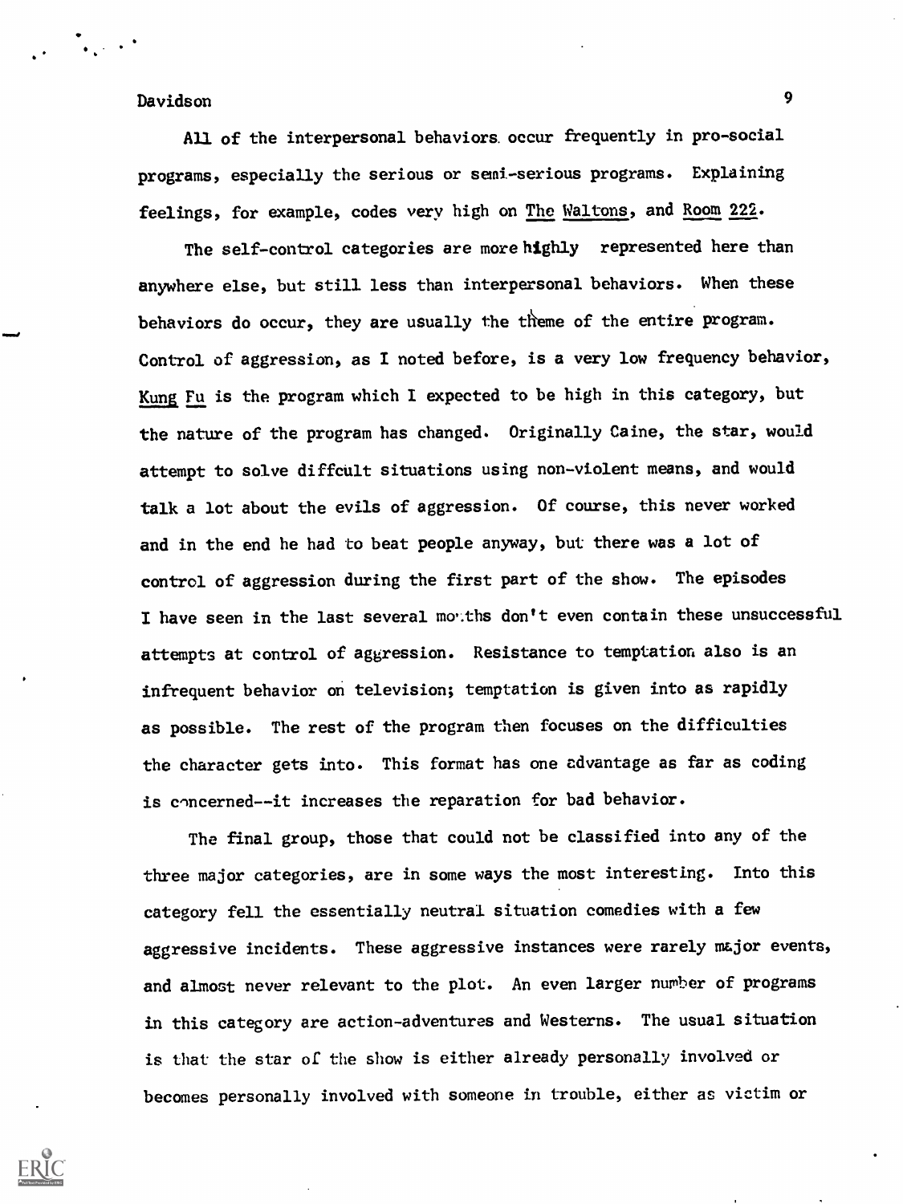All of the interpersonal behaviors occur frequently in pro-social programs, especially the serious or semi-serious programs. Explaining feelings, for example, codes very high on The Waltons, and Room 222.

The self-control categories are more highly represented here than anywhere else, but still less than interpersonal behaviors. When these behaviors do occur, they are usually the theme of the entire program. Control of aggression, as I noted before, is a very low frequency behavior, Kung Fu is the program which I expected to be high in this category, but the nature of the program has changed. Originally Caine, the star, would attempt to solve diffcult situations using non-violent means, and would talk a lot about the evils of aggression. Of course, this never worked and in the end he had to beat people anyway, but there was a lot of control of aggression during the first part of the show. The episodes I have seen in the last several months don't even contain these unsuccessful attempts at control of aggression. Resistance to temptation also is an infrequent behavior on television; temptation is given into as rapidly as possible. The rest of the program then focuses on the difficulties the character gets into. This format has one advantage as far as coding is concerned--it increases the reparation for bad behavior.

The final group, those that could not be classified into any of the three major categories, are in some ways the most interesting. Into this category fell the essentially neutral situation comedies with a few aggressive incidents. These aggressive instances were rarely major events, and almost never relevant to the plot. An even larger number of programs in this category are action-adventures and Westerns. The usual situation is that the star of the show is either already personally involved or becomes personally involved with someone in trouble, either as victim or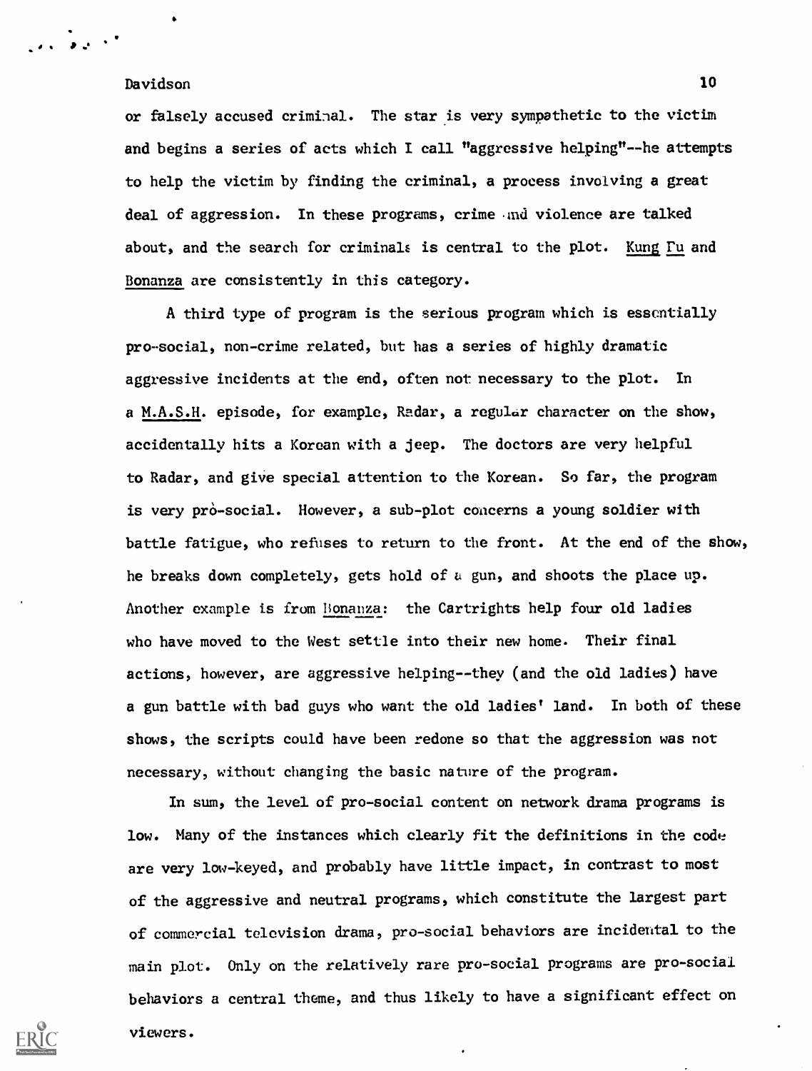or falsely accused criminal. The star is very sympathetic to the victim and begins a series of acts which I call "aggressive helping"--he attempts to help the victim by finding the criminal, a process involving a great deal of aggression. In these programs, crime and violence are talked about, and the search for criminals is central to the plot. Kung Fu and Bonanza are consistently in this category.

A third type of program is the serious program which is essentially pro-social, non-crime related, but has a series of highly dramatic aggressive incidents at the end, often not necessary to the plot. In a M.A.S.H. episode, for example, Radar, a regular character on the show, accidentally hits a Korean with a jeep. The doctors are very helpful to Radar, and give special attention to the Korean. So far, the program is very pro-social. However, a sub-plot concerns a young soldier with battle fatigue, who refuses to return to the front. At the end of the show, he breaks down completely, gets hold of a gun, and shoots the place up. Another example is from Bonanza: the Cartrights help four old ladies who have moved to the West settle into their new home. Their final actions, however, are aggressive helping--they (and the old ladies) have a gun battle with bad guys who want the old ladies' land. In both of these shows, the scripts could have been redone so that the aggression was not necessary, without changing the basic nature of the program.

In sum, the level of pro-social content on network drama programs is low. Many of the instances which clearly fit the definitions in the code are very low-keyed, and probably have little impact, in contrast to most of the aggressive and neutral programs, which constitute the largest part of commercial television drama, pro-social behaviors are incidental to the main plot. Only on the relatively rare pro-social programs are pro-social behaviors a central theme, and thus likely to have a significant effect on viewers.